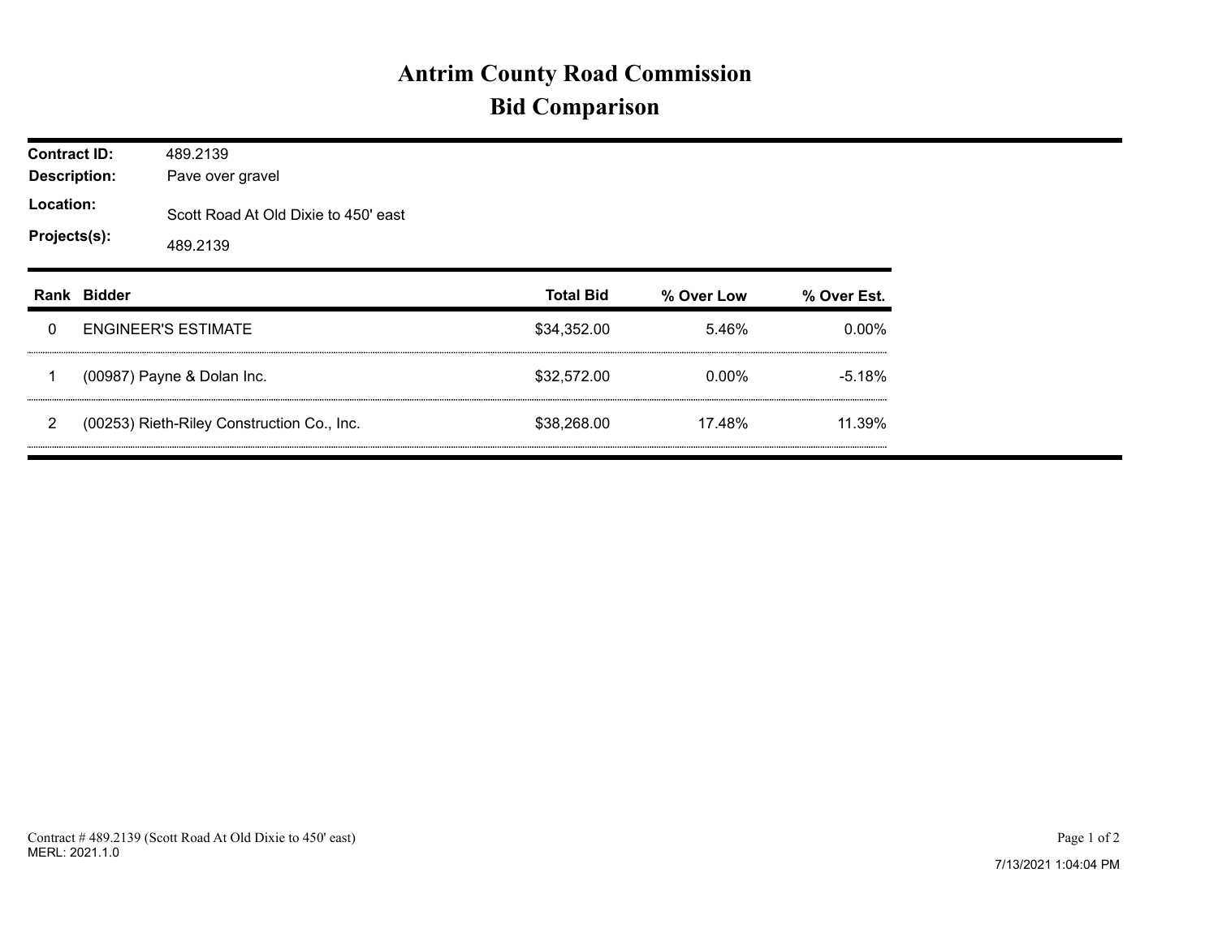# Antrim County Road Commission
## Bid Comparison

**Contract ID:** 489.2139
**Description:** Pave over gravel
**Location:** Scott Road At Old Dixie to 450' east
**Projects(s):** 489.2139

| Rank | Bidder | Total Bid | % Over Low | % Over Est. |
|---|---|---|---|---|
| 0 | ENGINEER'S ESTIMATE | $34,352.00 | 5.46% | 0.00% |
| 1 | (00987) Payne & Dolan Inc. | $32,572.00 | 0.00% | -5.18% |
| 2 | (00253) Rieth-Riley Construction Co., Inc. | $38,268.00 | 17.48% | 11.39% |

Contract # 489.2139 (Scott Road At Old Dixie to 450' east)
MERL: 2021.1.0

7/13/2021 1:04:04 PM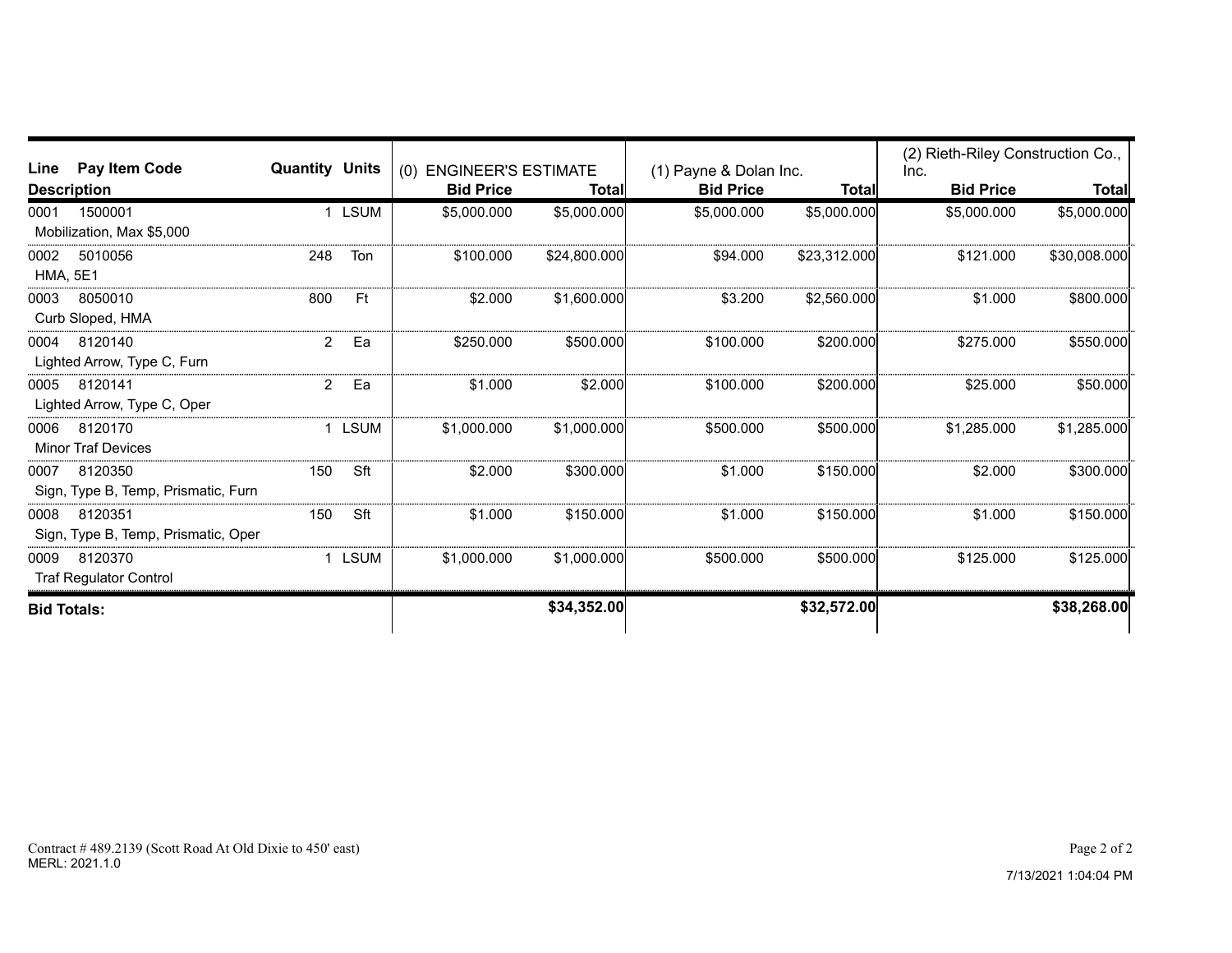| Line Pay Item Code | | Quantity | Units | (0) ENGINEER'S ESTIMATE | | (1) Payne & Dolan Inc. | | (2) Rieth-Riley Construction Co., Inc. | |
|---|---|---|---|---|---|---|---|---|---|
| Line | Description | | | Bid Price | Total | Bid Price | Total | Bid Price | Total |
| 0001 1500001 | Mobilization, Max $5,000 | 1 | LSUM | $5,000.000 | $5,000.000 | $5,000.000 | $5,000.000 | $5,000.000 | $5,000.000 |
| 0002 5010056 | HMA, 5E1 | 248 | Ton | $100.000 | $24,800.000 | $94.000 | $23,312.000 | $121.000 | $30,008.000 |
| 0003 8050010 | Curb Sloped, HMA | 800 | Ft | $2.000 | $1,600.000 | $3.200 | $2,560.000 | $1.000 | $800.000 |
| 0004 8120140 | Lighted Arrow, Type C, Furn | 2 | Ea | $250.000 | $500.000 | $100.000 | $200.000 | $275.000 | $550.000 |
| 0005 8120141 | Lighted Arrow, Type C, Oper | 2 | Ea | $1.000 | $2.000 | $100.000 | $200.000 | $25.000 | $50.000 |
| 0006 8120170 | Minor Traf Devices | 1 | LSUM | $1,000.000 | $1,000.000 | $500.000 | $500.000 | $1,285.000 | $1,285.000 |
| 0007 8120350 | Sign, Type B, Temp, Prismatic, Furn | 150 | Sft | $2.000 | $300.000 | $1.000 | $150.000 | $2.000 | $300.000 |
| 0008 8120351 | Sign, Type B, Temp, Prismatic, Oper | 150 | Sft | $1.000 | $150.000 | $1.000 | $150.000 | $1.000 | $150.000 |
| 0009 8120370 | Traf Regulator Control | 1 | LSUM | $1,000.000 | $1,000.000 | $500.000 | $500.000 | $125.000 | $125.000 |
| **Bid Totals:** | | | | | **$34,352.00** | | **$32,572.00** | | **$38,268.00** |

Contract # 489.2139 (Scott Road At Old Dixie to 450' east)
MERL: 2021.1.0

7/13/2021 1:04:04 PM